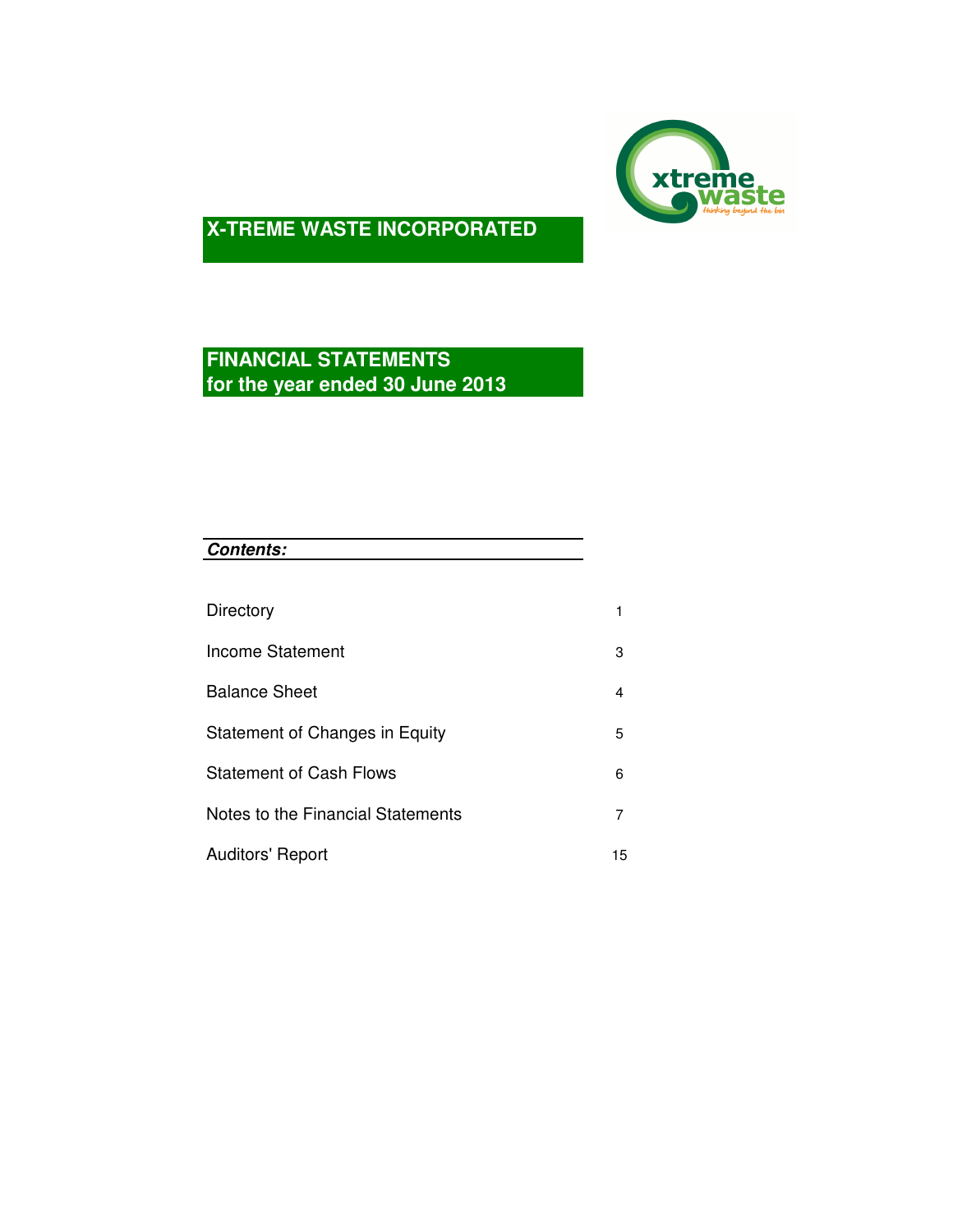# X-TREME WASTE INCORPORATED

## FINANCIAL STATEMENTS
## for the year ended 30 June 2013

***Contents:***

| | |
|---|---|
| Directory | 1 |
| Income Statement | 3 |
| Balance Sheet | 4 |
| Statement of Changes in Equity | 5 |
| Statement of Cash Flows | 6 |
| Notes to the Financial Statements | 7 |
| Auditors' Report | 15 |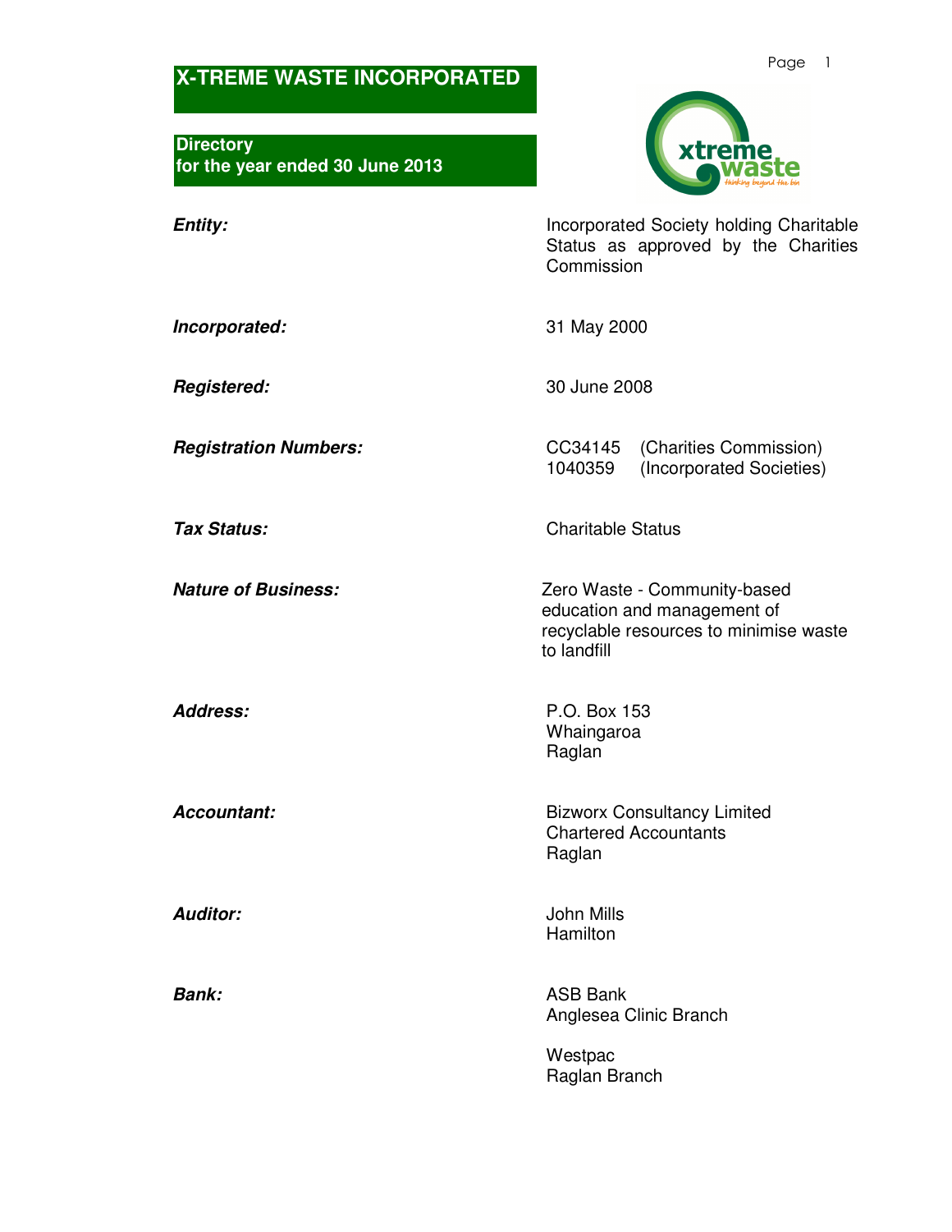# X-TREME WASTE INCORPORATED

## Directory
## for the year ended 30 June 2013

| | |
|---|---|
| ***Entity:*** | Incorporated Society holding Charitable Status as approved by the Charities Commission |
| ***Incorporated:*** | 31 May 2000 |
| ***Registered:*** | 30 June 2008 |
| ***Registration Numbers:*** | CC34145 (Charities Commission)<br>1040359 (Incorporated Societies) |
| ***Tax Status:*** | Charitable Status |
| ***Nature of Business:*** | Zero Waste - Community-based education and management of recyclable resources to minimise waste to landfill |
| ***Address:*** | P.O. Box 153<br>Whaingaroa<br>Raglan |
| ***Accountant:*** | Bizworx Consultancy Limited<br>Chartered Accountants<br>Raglan |
| ***Auditor:*** | John Mills<br>Hamilton |
| ***Bank:*** | ASB Bank<br>Anglesea Clinic Branch<br><br>Westpac<br>Raglan Branch |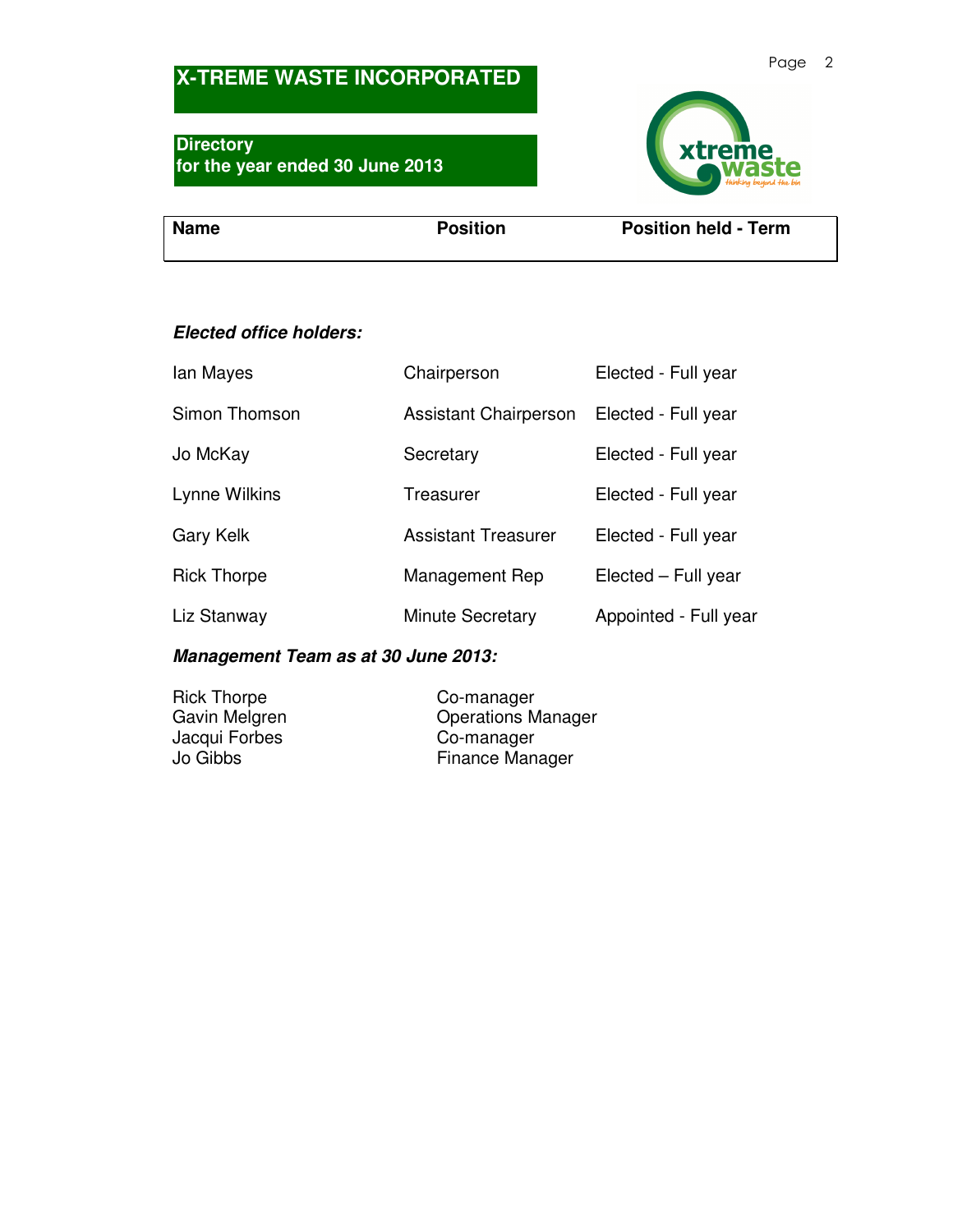# X-TREME WASTE INCORPORATED

## Directory
## for the year ended 30 June 2013

| Name | Position | Position held - Term |
|---|---|---|
| ***Elected office holders:*** | | |
| Ian Mayes | Chairperson | Elected - Full year |
| Simon Thomson | Assistant Chairperson | Elected - Full year |
| Jo McKay | Secretary | Elected - Full year |
| Lynne Wilkins | Treasurer | Elected - Full year |
| Gary Kelk | Assistant Treasurer | Elected - Full year |
| Rick Thorpe | Management Rep | Elected – Full year |
| Liz Stanway | Minute Secretary | Appointed - Full year |

***Management Team as at 30 June 2013:***

| Name | Position |
|---|---|
| Rick Thorpe | Co-manager |
| Gavin Melgren | Operations Manager |
| Jacqui Forbes | Co-manager |
| Jo Gibbs | Finance Manager |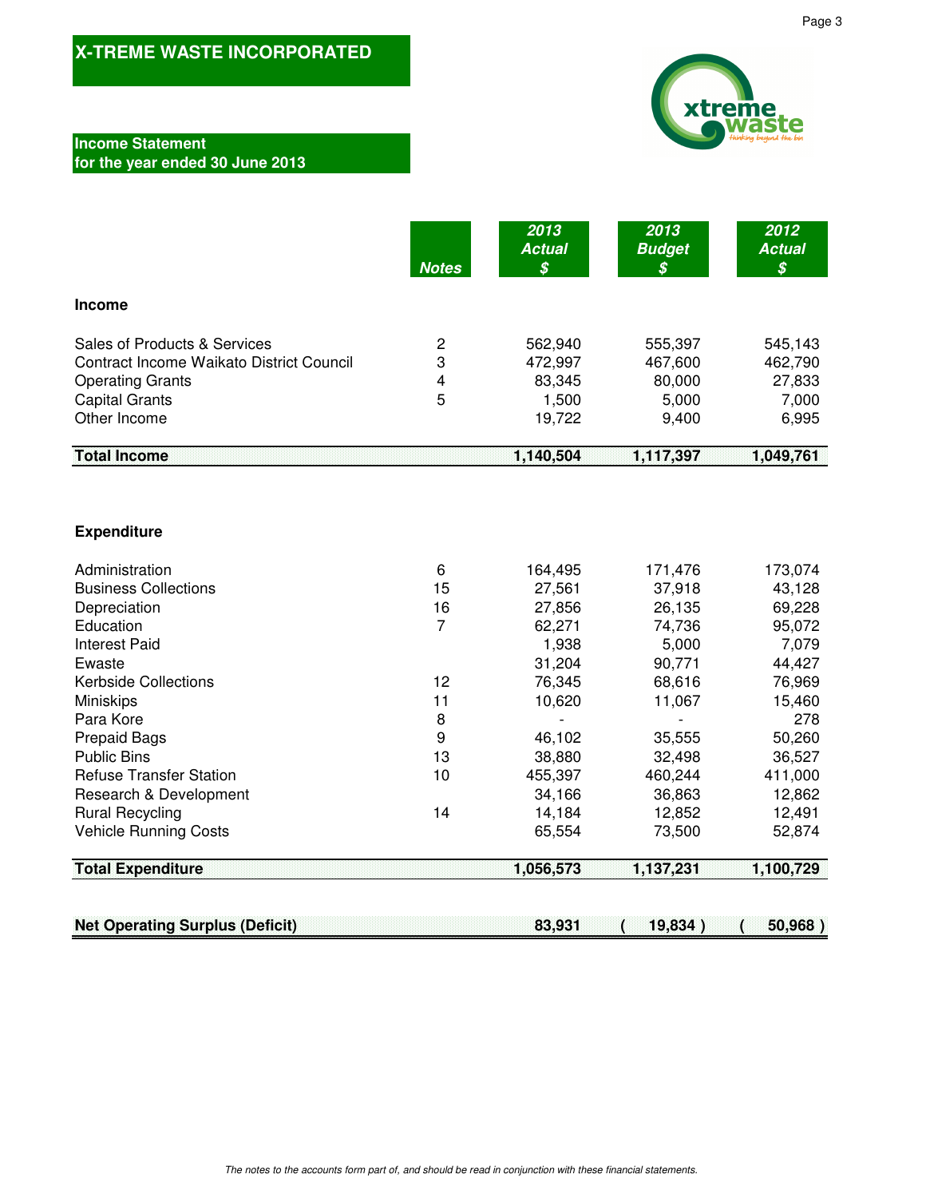# X-TREME WASTE INCORPORATED

## Income Statement
## for the year ended 30 June 2013

| | Notes | 2013 Actual $ | 2013 Budget $ | 2012 Actual $ |
|---|---|---|---|---|
| **Income** | | | | |
| Sales of Products & Services | 2 | 562,940 | 555,397 | 545,143 |
| Contract Income Waikato District Council | 3 | 472,997 | 467,600 | 462,790 |
| Operating Grants | 4 | 83,345 | 80,000 | 27,833 |
| Capital Grants | 5 | 1,500 | 5,000 | 7,000 |
| Other Income | | 19,722 | 9,400 | 6,995 |
| **Total Income** | | **1,140,504** | **1,117,397** | **1,049,761** |
| **Expenditure** | | | | |
| Administration | 6 | 164,495 | 171,476 | 173,074 |
| Business Collections | 15 | 27,561 | 37,918 | 43,128 |
| Depreciation | 16 | 27,856 | 26,135 | 69,228 |
| Education | 7 | 62,271 | 74,736 | 95,072 |
| Interest Paid | | 1,938 | 5,000 | 7,079 |
| Ewaste | | 31,204 | 90,771 | 44,427 |
| Kerbside Collections | 12 | 76,345 | 68,616 | 76,969 |
| Miniskips | 11 | 10,620 | 11,067 | 15,460 |
| Para Kore | 8 | - | - | 278 |
| Prepaid Bags | 9 | 46,102 | 35,555 | 50,260 |
| Public Bins | 13 | 38,880 | 32,498 | 36,527 |
| Refuse Transfer Station | 10 | 455,397 | 460,244 | 411,000 |
| Research & Development | | 34,166 | 36,863 | 12,862 |
| Rural Recycling | 14 | 14,184 | 12,852 | 12,491 |
| Vehicle Running Costs | | 65,554 | 73,500 | 52,874 |
| **Total Expenditure** | | **1,056,573** | **1,137,231** | **1,100,729** |
| **Net Operating Surplus (Deficit)** | | **83,931** | **( 19,834 )** | **( 50,968 )** |

*The notes to the accounts form part of, and should be read in conjunction with these financial statements.*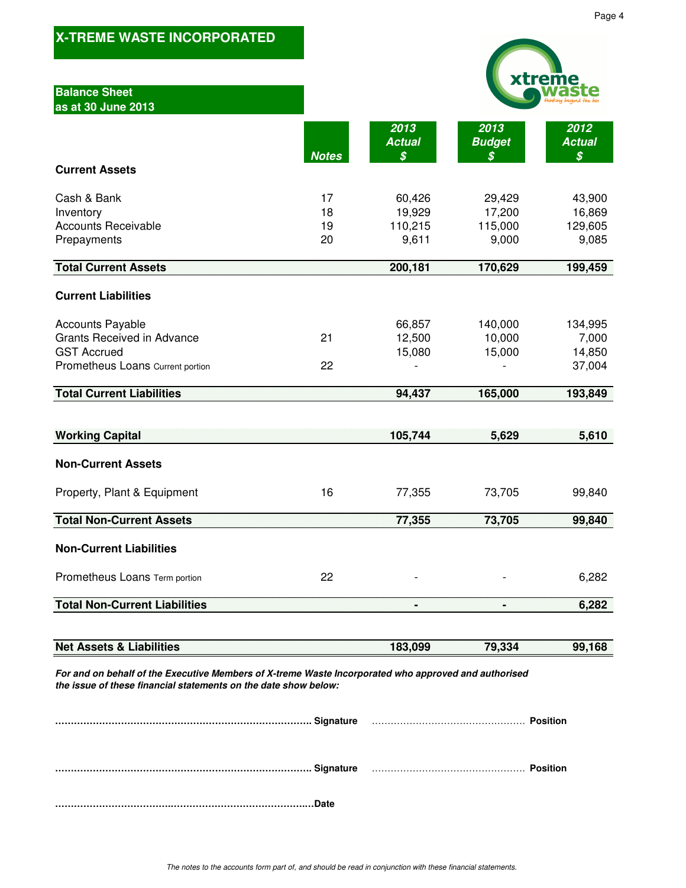# X-TREME WASTE INCORPORATED

## Balance Sheet
## as at 30 June 2013

| | Notes | 2013 Actual $ | 2013 Budget $ | 2012 Actual $ |
|---|---|---|---|---|
| **Current Assets** | | | | |
| Cash & Bank | 17 | 60,426 | 29,429 | 43,900 |
| Inventory | 18 | 19,929 | 17,200 | 16,869 |
| Accounts Receivable | 19 | 110,215 | 115,000 | 129,605 |
| Prepayments | 20 | 9,611 | 9,000 | 9,085 |
| **Total Current Assets** | | **200,181** | **170,629** | **199,459** |
| **Current Liabilities** | | | | |
| Accounts Payable | | 66,857 | 140,000 | 134,995 |
| Grants Received in Advance | 21 | 12,500 | 10,000 | 7,000 |
| GST Accrued | | 15,080 | 15,000 | 14,850 |
| Prometheus Loans Current portion | 22 | - | - | 37,004 |
| **Total Current Liabilities** | | **94,437** | **165,000** | **193,849** |
| **Working Capital** | | **105,744** | **5,629** | **5,610** |
| **Non-Current Assets** | | | | |
| Property, Plant & Equipment | 16 | 77,355 | 73,705 | 99,840 |
| **Total Non-Current Assets** | | **77,355** | **73,705** | **99,840** |
| **Non-Current Liabilities** | | | | |
| Prometheus Loans Term portion | 22 | - | - | 6,282 |
| **Total Non-Current Liabilities** | | **-** | **-** | **6,282** |
| **Net Assets & Liabilities** | | **183,099** | **79,334** | **99,168** |

***For and on behalf of the Executive Members of X-treme Waste Incorporated who approved and authorised the issue of these financial statements on the date show below:***

**.................................................................................. Signature** ................................................. **Position**

**.................................................................................. Signature** ................................................. **Position**

**..................................................................................Date**

*The notes to the accounts form part of, and should be read in conjunction with these financial statements.*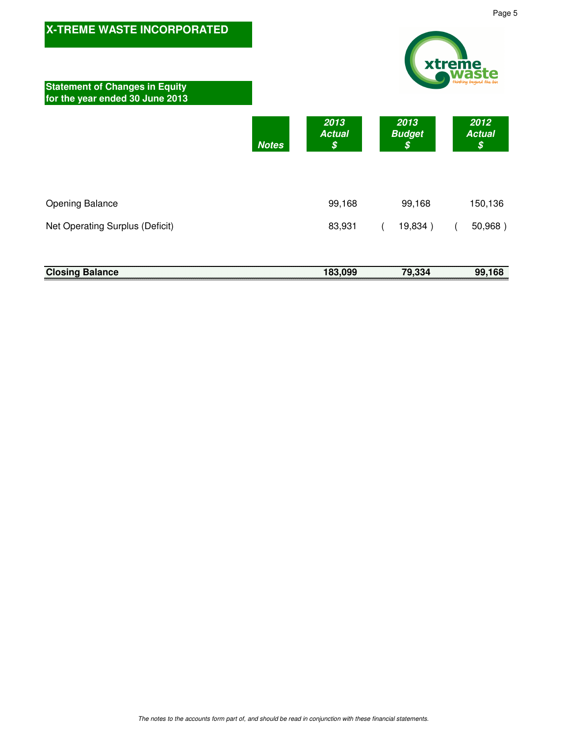# X-TREME WASTE INCORPORATED

## Statement of Changes in Equity for the year ended 30 June 2013

| | Notes | 2013 Actual $ | 2013 Budget $ | 2012 Actual $ |
|---|---|---|---|---|
| Opening Balance | | 99,168 | 99,168 | 150,136 |
| Net Operating Surplus (Deficit) | | 83,931 | ( 19,834 ) | ( 50,968 ) |
| **Closing Balance** | | **183,099** | **79,334** | **99,168** |

*The notes to the accounts form part of, and should be read in conjunction with these financial statements.*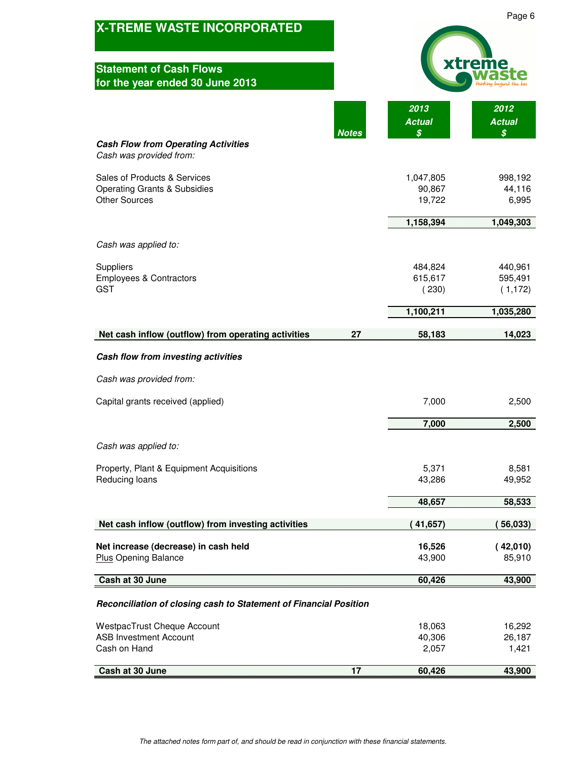# X-TREME WASTE INCORPORATED

## Statement of Cash Flows for the year ended 30 June 2013

| | Notes | 2013 Actual $ | 2012 Actual $ |
|---|---|---|---|
| ***Cash Flow from Operating Activities*** | | | |
| *Cash was provided from:* | | | |
| Sales of Products & Services | | 1,047,805 | 998,192 |
| Operating Grants & Subsidies | | 90,867 | 44,116 |
| Other Sources | | 19,722 | 6,995 |
| | | **1,158,394** | **1,049,303** |
| *Cash was applied to:* | | | |
| Suppliers | | 484,824 | 440,961 |
| Employees & Contractors | | 615,617 | 595,491 |
| GST | | ( 230) | ( 1,172) |
| | | **1,100,211** | **1,035,280** |
| **Net cash inflow (outflow) from operating activities** | **27** | **58,183** | **14,023** |
| ***Cash flow from investing activities*** | | | |
| *Cash was provided from:* | | | |
| Capital grants received (applied) | | 7,000 | 2,500 |
| | | **7,000** | **2,500** |
| *Cash was applied to:* | | | |
| Property, Plant & Equipment Acquisitions | | 5,371 | 8,581 |
| Reducing loans | | 43,286 | 49,952 |
| | | **48,657** | **58,533** |
| **Net cash inflow (outflow) from investing activities** | | **( 41,657)** | **( 56,033)** |
| **Net increase (decrease) in cash held** | | **16,526** | **( 42,010)** |
| Plus Opening Balance | | 43,900 | 85,910 |
| **Cash at 30 June** | | **60,426** | **43,900** |
| ***Reconciliation of closing cash to Statement of Financial Position*** | | | |
| WestpacTrust Cheque Account | | 18,063 | 16,292 |
| ASB Investment Account | | 40,306 | 26,187 |
| Cash on Hand | | 2,057 | 1,421 |
| **Cash at 30 June** | **17** | **60,426** | **43,900** |

*The attached notes form part of, and should be read in conjunction with these financial statements.*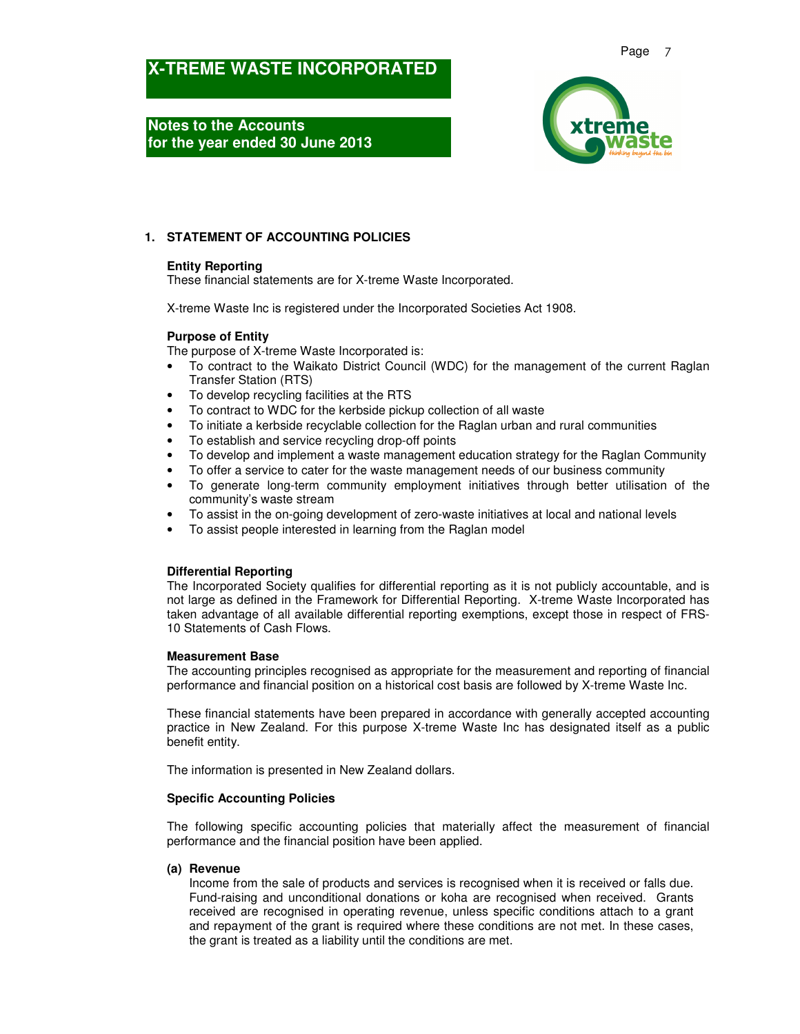# X-TREME WASTE INCORPORATED

**Notes to the Accounts**
**for the year ended 30 June 2013**

## 1. STATEMENT OF ACCOUNTING POLICIES

### Entity Reporting

These financial statements are for X-treme Waste Incorporated.

X-treme Waste Inc is registered under the Incorporated Societies Act 1908.

### Purpose of Entity

The purpose of X-treme Waste Incorporated is:

- To contract to the Waikato District Council (WDC) for the management of the current Raglan Transfer Station (RTS)
- To develop recycling facilities at the RTS
- To contract to WDC for the kerbside pickup collection of all waste
- To initiate a kerbside recyclable collection for the Raglan urban and rural communities
- To establish and service recycling drop-off points
- To develop and implement a waste management education strategy for the Raglan Community
- To offer a service to cater for the waste management needs of our business community
- To generate long-term community employment initiatives through better utilisation of the community's waste stream
- To assist in the on-going development of zero-waste initiatives at local and national levels
- To assist people interested in learning from the Raglan model

### Differential Reporting

The Incorporated Society qualifies for differential reporting as it is not publicly accountable, and is not large as defined in the Framework for Differential Reporting. X-treme Waste Incorporated has taken advantage of all available differential reporting exemptions, except those in respect of FRS-10 Statements of Cash Flows.

### Measurement Base

The accounting principles recognised as appropriate for the measurement and reporting of financial performance and financial position on a historical cost basis are followed by X-treme Waste Inc.

These financial statements have been prepared in accordance with generally accepted accounting practice in New Zealand. For this purpose X-treme Waste Inc has designated itself as a public benefit entity.

The information is presented in New Zealand dollars.

### Specific Accounting Policies

The following specific accounting policies that materially affect the measurement of financial performance and the financial position have been applied.

**(a) Revenue**

Income from the sale of products and services is recognised when it is received or falls due. Fund-raising and unconditional donations or koha are recognised when received. Grants received are recognised in operating revenue, unless specific conditions attach to a grant and repayment of the grant is required where these conditions are not met. In these cases, the grant is treated as a liability until the conditions are met.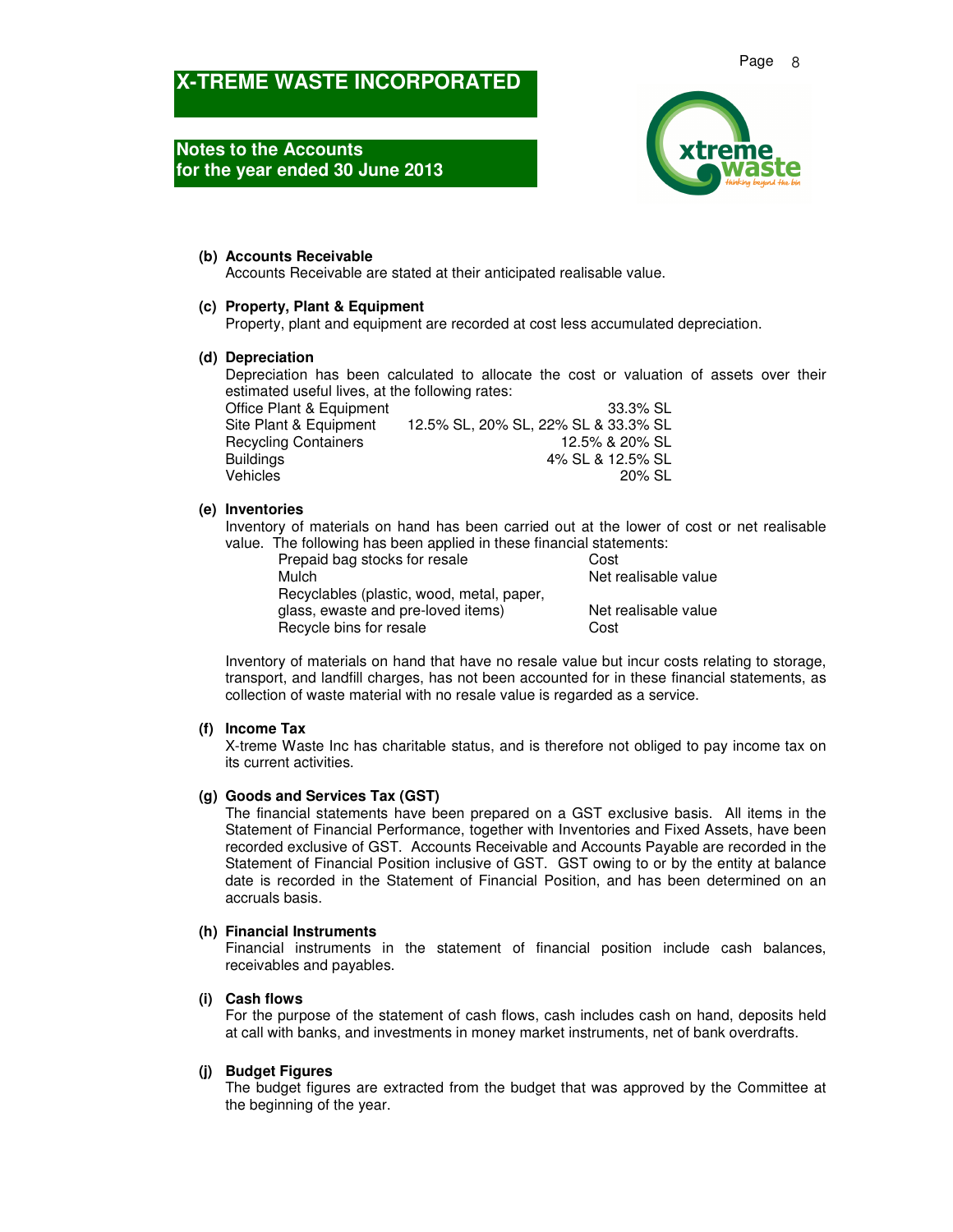# X-TREME WASTE INCORPORATED

## Notes to the Accounts for the year ended 30 June 2013

**(b) Accounts Receivable**

Accounts Receivable are stated at their anticipated realisable value.

**(c) Property, Plant & Equipment**

Property, plant and equipment are recorded at cost less accumulated depreciation.

**(d) Depreciation**

Depreciation has been calculated to allocate the cost or valuation of assets over their estimated useful lives, at the following rates:

| | |
|---|---|
| Office Plant & Equipment | 33.3% SL |
| Site Plant & Equipment | 12.5% SL, 20% SL, 22% SL & 33.3% SL |
| Recycling Containers | 12.5% & 20% SL |
| Buildings | 4% SL & 12.5% SL |
| Vehicles | 20% SL |

**(e) Inventories**

Inventory of materials on hand has been carried out at the lower of cost or net realisable value. The following has been applied in these financial statements:

| | |
|---|---|
| Prepaid bag stocks for resale | Cost |
| Mulch | Net realisable value |
| Recyclables (plastic, wood, metal, paper, glass, ewaste and pre-loved items) | Net realisable value |
| Recycle bins for resale | Cost |

Inventory of materials on hand that have no resale value but incur costs relating to storage, transport, and landfill charges, has not been accounted for in these financial statements, as collection of waste material with no resale value is regarded as a service.

**(f) Income Tax**

X-treme Waste Inc has charitable status, and is therefore not obliged to pay income tax on its current activities.

**(g) Goods and Services Tax (GST)**

The financial statements have been prepared on a GST exclusive basis. All items in the Statement of Financial Performance, together with Inventories and Fixed Assets, have been recorded exclusive of GST. Accounts Receivable and Accounts Payable are recorded in the Statement of Financial Position inclusive of GST. GST owing to or by the entity at balance date is recorded in the Statement of Financial Position, and has been determined on an accruals basis.

**(h) Financial Instruments**

Financial instruments in the statement of financial position include cash balances, receivables and payables.

**(i) Cash flows**

For the purpose of the statement of cash flows, cash includes cash on hand, deposits held at call with banks, and investments in money market instruments, net of bank overdrafts.

**(j) Budget Figures**

The budget figures are extracted from the budget that was approved by the Committee at the beginning of the year.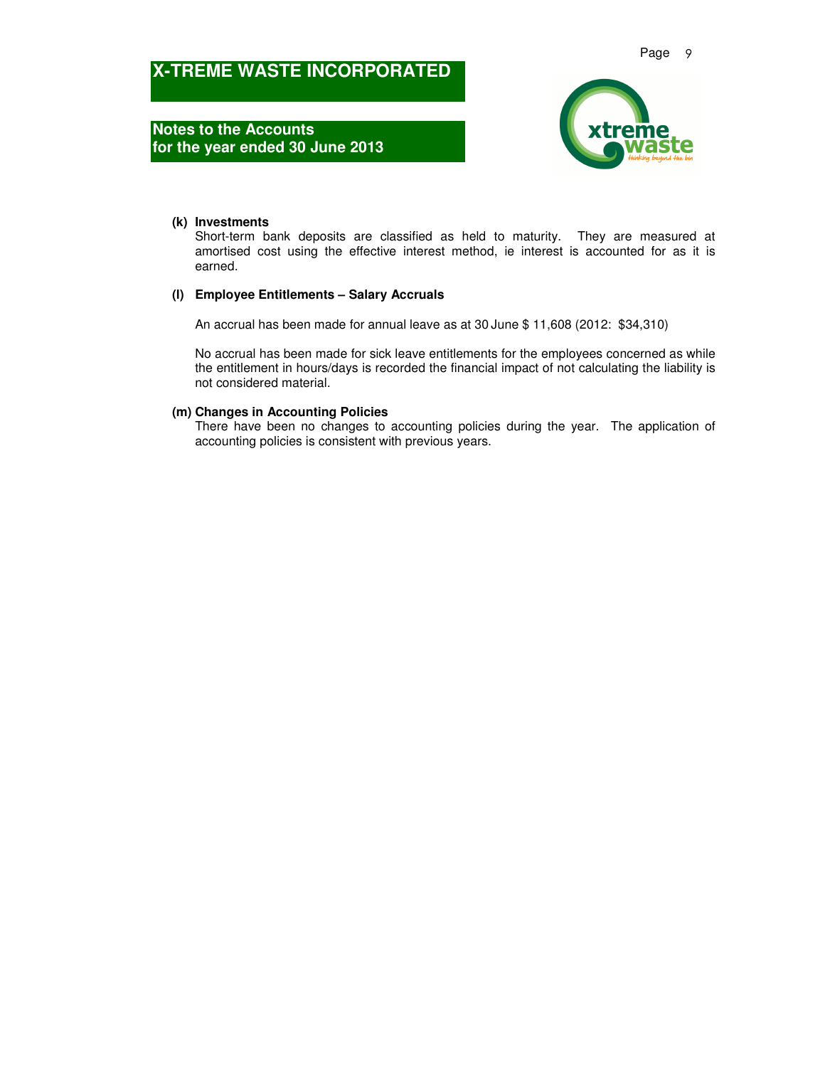# X-TREME WASTE INCORPORATED

## Notes to the Accounts for the year ended 30 June 2013

**(k) Investments**

Short-term bank deposits are classified as held to maturity. They are measured at amortised cost using the effective interest method, ie interest is accounted for as it is earned.

**(l) Employee Entitlements – Salary Accruals**

An accrual has been made for annual leave as at 30 June $ 11,608 (2012: $34,310)

No accrual has been made for sick leave entitlements for the employees concerned as while the entitlement in hours/days is recorded the financial impact of not calculating the liability is not considered material.

**(m) Changes in Accounting Policies**

There have been no changes to accounting policies during the year. The application of accounting policies is consistent with previous years.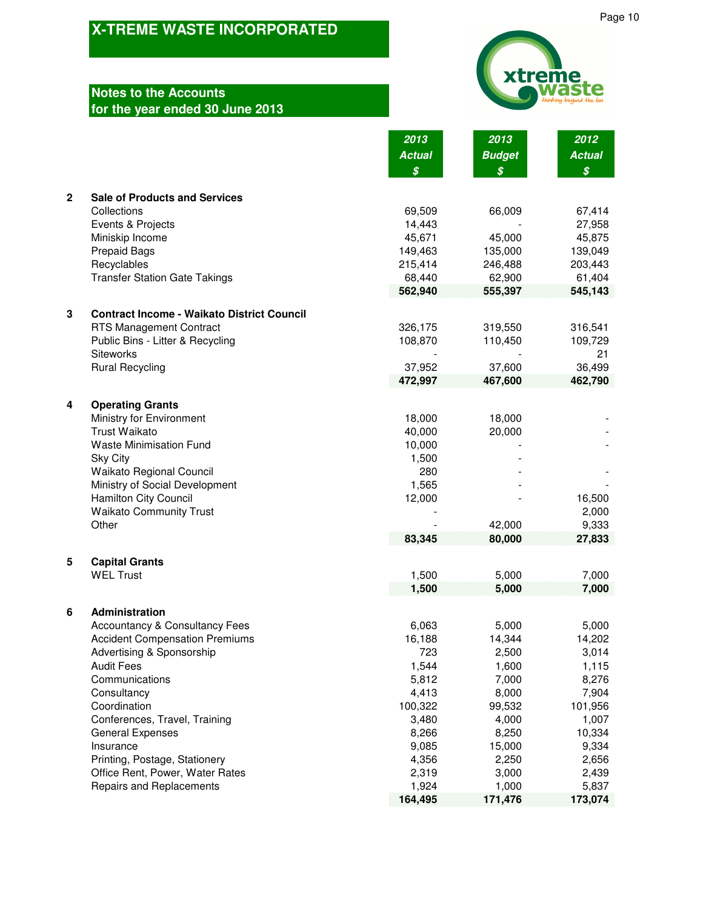# X-TREME WASTE INCORPORATED

## Notes to the Accounts
## for the year ended 30 June 2013

| | | 2013 Actual $ | 2013 Budget $ | 2012 Actual $ |
|---|---|---|---|---|
| **2** | **Sale of Products and Services** | | | |
| | Collections | 69,509 | 66,009 | 67,414 |
| | Events & Projects | 14,443 | - | 27,958 |
| | Miniskip Income | 45,671 | 45,000 | 45,875 |
| | Prepaid Bags | 149,463 | 135,000 | 139,049 |
| | Recyclables | 215,414 | 246,488 | 203,443 |
| | Transfer Station Gate Takings | 68,440 | 62,900 | 61,404 |
| | | **562,940** | **555,397** | **545,143** |
| **3** | **Contract Income - Waikato District Council** | | | |
| | RTS Management Contract | 326,175 | 319,550 | 316,541 |
| | Public Bins - Litter & Recycling | 108,870 | 110,450 | 109,729 |
| | Siteworks | - | - | 21 |
| | Rural Recycling | 37,952 | 37,600 | 36,499 |
| | | **472,997** | **467,600** | **462,790** |
| **4** | **Operating Grants** | | | |
| | Ministry for Environment | 18,000 | 18,000 | - |
| | Trust Waikato | 40,000 | 20,000 | - |
| | Waste Minimisation Fund | 10,000 | - | - |
| | Sky City | 1,500 | - | |
| | Waikato Regional Council | 280 | - | - |
| | Ministry of Social Development | 1,565 | - | - |
| | Hamilton City Council | 12,000 | - | 16,500 |
| | Waikato Community Trust | - | | 2,000 |
| | Other | - | 42,000 | 9,333 |
| | | **83,345** | **80,000** | **27,833** |
| **5** | **Capital Grants** | | | |
| | WEL Trust | 1,500 | 5,000 | 7,000 |
| | | **1,500** | **5,000** | **7,000** |
| **6** | **Administration** | | | |
| | Accountancy & Consultancy Fees | 6,063 | 5,000 | 5,000 |
| | Accident Compensation Premiums | 16,188 | 14,344 | 14,202 |
| | Advertising & Sponsorship | 723 | 2,500 | 3,014 |
| | Audit Fees | 1,544 | 1,600 | 1,115 |
| | Communications | 5,812 | 7,000 | 8,276 |
| | Consultancy | 4,413 | 8,000 | 7,904 |
| | Coordination | 100,322 | 99,532 | 101,956 |
| | Conferences, Travel, Training | 3,480 | 4,000 | 1,007 |
| | General Expenses | 8,266 | 8,250 | 10,334 |
| | Insurance | 9,085 | 15,000 | 9,334 |
| | Printing, Postage, Stationery | 4,356 | 2,250 | 2,656 |
| | Office Rent, Power, Water Rates | 2,319 | 3,000 | 2,439 |
| | Repairs and Replacements | 1,924 | 1,000 | 5,837 |
| | | **164,495** | **171,476** | **173,074** |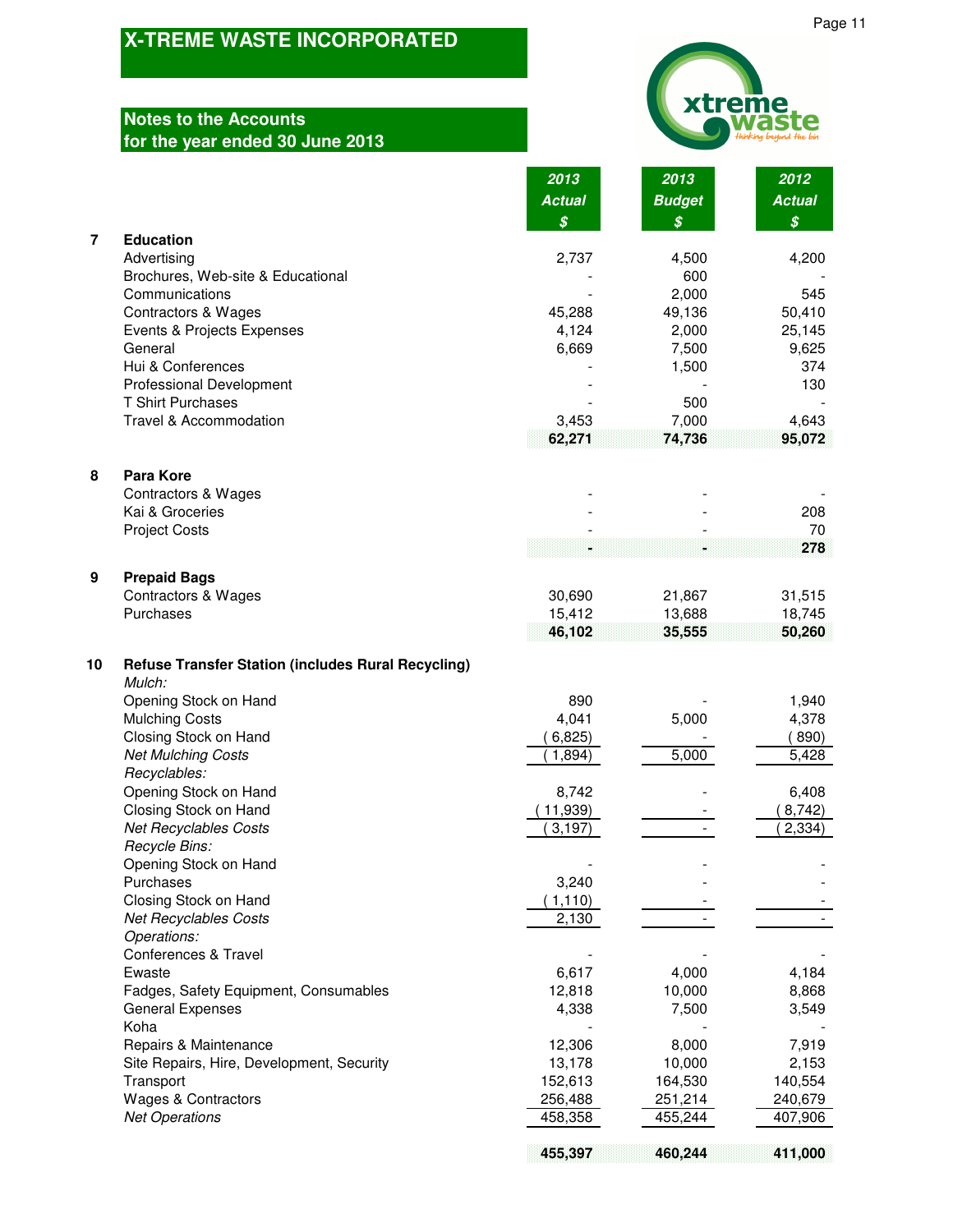# X-TREME WASTE INCORPORATED

## Notes to the Accounts
## for the year ended 30 June 2013

| | | 2013 Actual $ | 2013 Budget $ | 2012 Actual $ |
|---|---|---|---|---|
| **7** | **Education** | | | |
| | Advertising | 2,737 | 4,500 | 4,200 |
| | Brochures, Web-site & Educational | - | 600 | - |
| | Communications | - | 2,000 | 545 |
| | Contractors & Wages | 45,288 | 49,136 | 50,410 |
| | Events & Projects Expenses | 4,124 | 2,000 | 25,145 |
| | General | 6,669 | 7,500 | 9,625 |
| | Hui & Conferences | - | 1,500 | 374 |
| | Professional Development | - | - | 130 |
| | T Shirt Purchases | - | 500 | - |
| | Travel & Accommodation | 3,453 | 7,000 | 4,643 |
| | | **62,271** | **74,736** | **95,072** |
| **8** | **Para Kore** | | | |
| | Contractors & Wages | - | - | - |
| | Kai & Groceries | - | - | 208 |
| | Project Costs | - | - | 70 |
| | | **-** | **-** | **278** |
| **9** | **Prepaid Bags** | | | |
| | Contractors & Wages | 30,690 | 21,867 | 31,515 |
| | Purchases | 15,412 | 13,688 | 18,745 |
| | | **46,102** | **35,555** | **50,260** |
| **10** | **Refuse Transfer Station (includes Rural Recycling)** | | | |
| | *Mulch:* | | | |
| | Opening Stock on Hand | 890 | - | 1,940 |
| | Mulching Costs | 4,041 | 5,000 | 4,378 |
| | Closing Stock on Hand | ( 6,825) | - | ( 890) |
| | *Net Mulching Costs* | ( 1,894) | 5,000 | 5,428 |
| | *Recyclables:* | | | |
| | Opening Stock on Hand | 8,742 | - | 6,408 |
| | Closing Stock on Hand | ( 11,939) | - | ( 8,742) |
| | *Net Recyclables Costs* | ( 3,197) | - | ( 2,334) |
| | *Recycle Bins:* | | | |
| | Opening Stock on Hand | - | - | - |
| | Purchases | 3,240 | - | - |
| | Closing Stock on Hand | ( 1,110) | - | - |
| | *Net Recyclables Costs* | 2,130 | - | - |
| | *Operations:* | | | |
| | Conferences & Travel | - | - | - |
| | Ewaste | 6,617 | 4,000 | 4,184 |
| | Fadges, Safety Equipment, Consumables | 12,818 | 10,000 | 8,868 |
| | General Expenses | 4,338 | 7,500 | 3,549 |
| | Koha | - | - | - |
| | Repairs & Maintenance | 12,306 | 8,000 | 7,919 |
| | Site Repairs, Hire, Development, Security | 13,178 | 10,000 | 2,153 |
| | Transport | 152,613 | 164,530 | 140,554 |
| | Wages & Contractors | 256,488 | 251,214 | 240,679 |
| | *Net Operations* | 458,358 | 455,244 | 407,906 |
| | | **455,397** | **460,244** | **411,000** |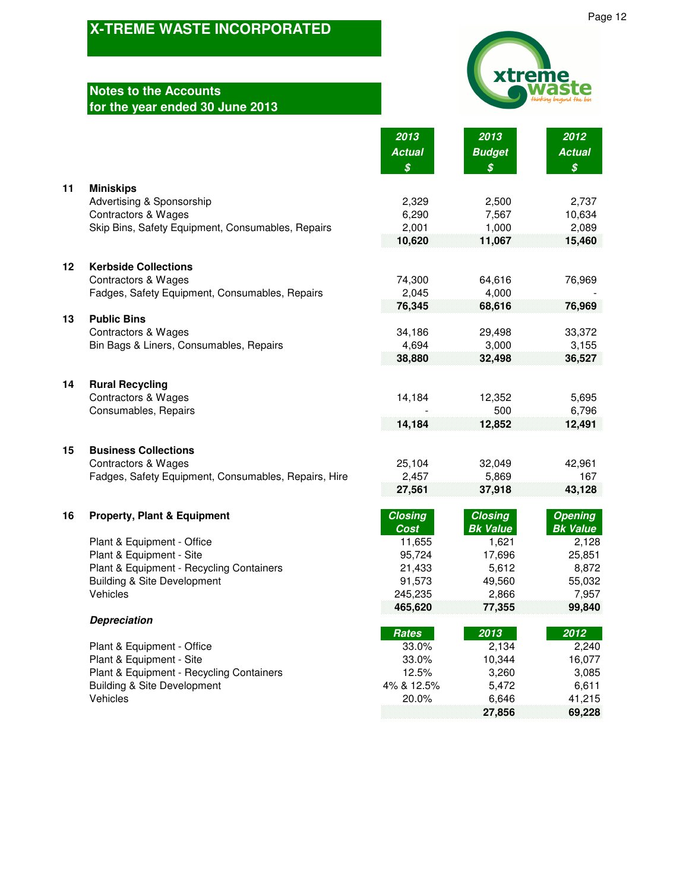# X-TREME WASTE INCORPORATED

## Notes to the Accounts
## for the year ended 30 June 2013

| | | 2013 Actual $ | 2013 Budget $ | 2012 Actual $ |
|---|---|---|---|---|
| **11** | **Miniskips** | | | |
| | Advertising & Sponsorship | 2,329 | 2,500 | 2,737 |
| | Contractors & Wages | 6,290 | 7,567 | 10,634 |
| | Skip Bins, Safety Equipment, Consumables, Repairs | 2,001 | 1,000 | 2,089 |
| | | **10,620** | **11,067** | **15,460** |
| **12** | **Kerbside Collections** | | | |
| | Contractors & Wages | 74,300 | 64,616 | 76,969 |
| | Fadges, Safety Equipment, Consumables, Repairs | 2,045 | 4,000 | - |
| | | **76,345** | **68,616** | **76,969** |
| **13** | **Public Bins** | | | |
| | Contractors & Wages | 34,186 | 29,498 | 33,372 |
| | Bin Bags & Liners, Consumables, Repairs | 4,694 | 3,000 | 3,155 |
| | | **38,880** | **32,498** | **36,527** |
| **14** | **Rural Recycling** | | | |
| | Contractors & Wages | 14,184 | 12,352 | 5,695 |
| | Consumables, Repairs | - | 500 | 6,796 |
| | | **14,184** | **12,852** | **12,491** |
| **15** | **Business Collections** | | | |
| | Contractors & Wages | 25,104 | 32,049 | 42,961 |
| | Fadges, Safety Equipment, Consumables, Repairs, Hire | 2,457 | 5,869 | 167 |
| | | **27,561** | **37,918** | **43,128** |

| | | Closing Cost | Closing Bk Value | Opening Bk Value |
|---|---|---|---|---|
| **16** | **Property, Plant & Equipment** | | | |
| | Plant & Equipment - Office | 11,655 | 1,621 | 2,128 |
| | Plant & Equipment - Site | 95,724 | 17,696 | 25,851 |
| | Plant & Equipment - Recycling Containers | 21,433 | 5,612 | 8,872 |
| | Building & Site Development | 91,573 | 49,560 | 55,032 |
| | Vehicles | 245,235 | 2,866 | 7,957 |
| | | **465,620** | **77,355** | **99,840** |

***Depreciation***

| | Rates | 2013 | 2012 |
|---|---|---|---|
| Plant & Equipment - Office | 33.0% | 2,134 | 2,240 |
| Plant & Equipment - Site | 33.0% | 10,344 | 16,077 |
| Plant & Equipment - Recycling Containers | 12.5% | 3,260 | 3,085 |
| Building & Site Development | 4% & 12.5% | 5,472 | 6,611 |
| Vehicles | 20.0% | 6,646 | 41,215 |
| | | **27,856** | **69,228** |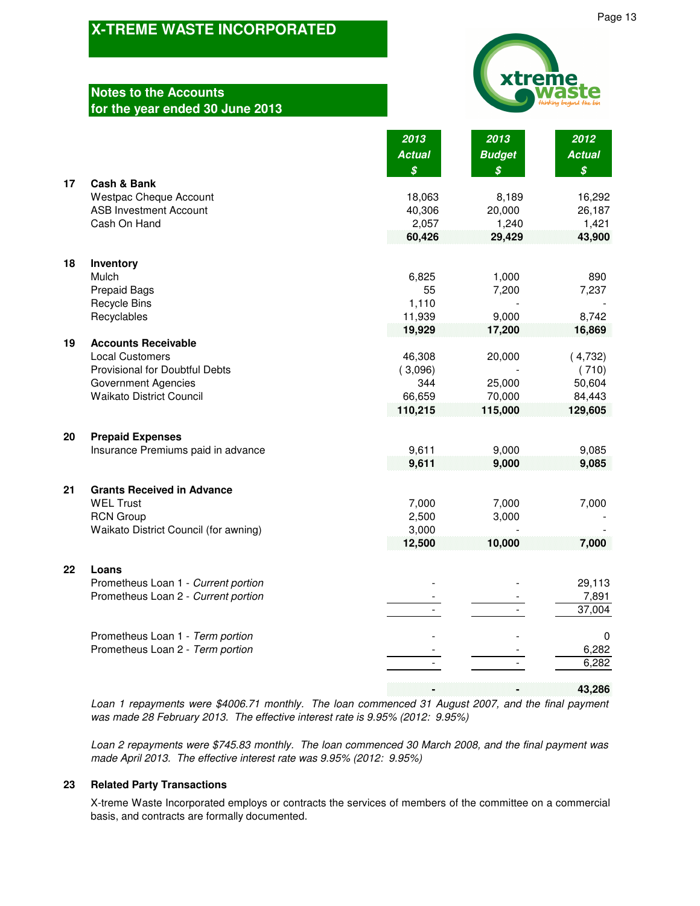# X-TREME WASTE INCORPORATED

## Notes to the Accounts for the year ended 30 June 2013

| | | 2013 Actual $ | 2013 Budget $ | 2012 Actual $ |
|---|---|---|---|---|
| **17** | **Cash & Bank** | | | |
| | Westpac Cheque Account | 18,063 | 8,189 | 16,292 |
| | ASB Investment Account | 40,306 | 20,000 | 26,187 |
| | Cash On Hand | 2,057 | 1,240 | 1,421 |
| | | **60,426** | **29,429** | **43,900** |
| **18** | **Inventory** | | | |
| | Mulch | 6,825 | 1,000 | 890 |
| | Prepaid Bags | 55 | 7,200 | 7,237 |
| | Recycle Bins | 1,110 | - | - |
| | Recyclables | 11,939 | 9,000 | 8,742 |
| | | **19,929** | **17,200** | **16,869** |
| **19** | **Accounts Receivable** | | | |
| | Local Customers | 46,308 | 20,000 | ( 4,732) |
| | Provisional for Doubtful Debts | ( 3,096) | - | ( 710) |
| | Government Agencies | 344 | 25,000 | 50,604 |
| | Waikato District Council | 66,659 | 70,000 | 84,443 |
| | | **110,215** | **115,000** | **129,605** |
| **20** | **Prepaid Expenses** | | | |
| | Insurance Premiums paid in advance | 9,611 | 9,000 | 9,085 |
| | | **9,611** | **9,000** | **9,085** |
| **21** | **Grants Received in Advance** | | | |
| | WEL Trust | 7,000 | 7,000 | 7,000 |
| | RCN Group | 2,500 | 3,000 | - |
| | Waikato District Council (for awning) | 3,000 | - | - |
| | | **12,500** | **10,000** | **7,000** |
| **22** | **Loans** | | | |
| | Prometheus Loan 1 - *Current portion* | - | - | 29,113 |
| | Prometheus Loan 2 - *Current portion* | - | - | 7,891 |
| | | - | - | 37,004 |
| | Prometheus Loan 1 - *Term portion* | - | - | 0 |
| | Prometheus Loan 2 - *Term portion* | - | - | 6,282 |
| | | - | - | 6,282 |
| | | **-** | **-** | **43,286** |

*Loan 1 repayments were $4006.71 monthly. The loan commenced 31 August 2007, and the final payment was made 28 February 2013. The effective interest rate is 9.95% (2012: 9.95%)*

*Loan 2 repayments were $745.83 monthly. The loan commenced 30 March 2008, and the final payment was made April 2013. The effective interest rate was 9.95% (2012: 9.95%)*

**23 Related Party Transactions**

X-treme Waste Incorporated employs or contracts the services of members of the committee on a commercial basis, and contracts are formally documented.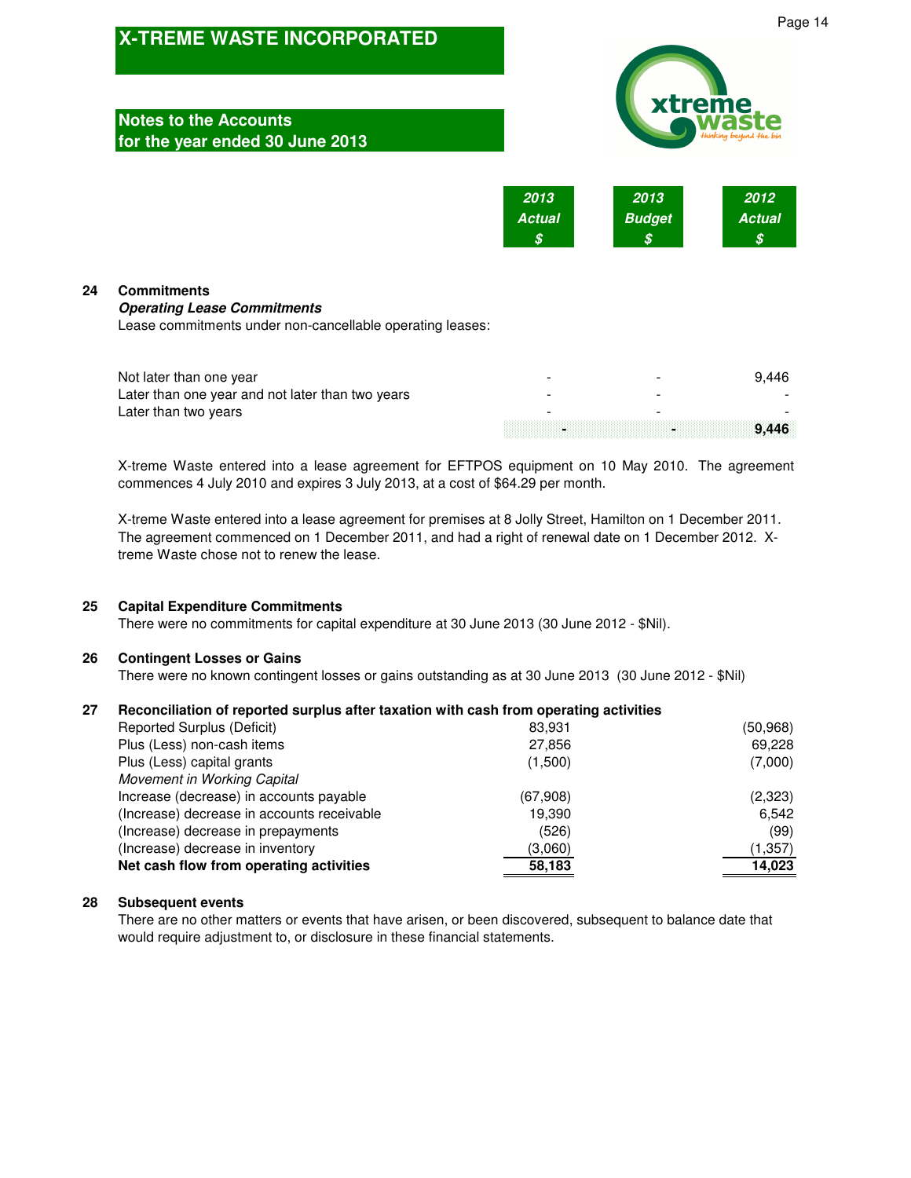# X-TREME WASTE INCORPORATED

## Notes to the Accounts for the year ended 30 June 2013

### 24 Commitments

***Operating Lease Commitments***

Lease commitments under non-cancellable operating leases:

| | 2013 Actual $ | 2013 Budget $ | 2012 Actual $ |
|---|---|---|---|
| Not later than one year | - | - | 9,446 |
| Later than one year and not later than two years | - | - | - |
| Later than two years | - | - | - |
| | **-** | **-** | **9,446** |

X-treme Waste entered into a lease agreement for EFTPOS equipment on 10 May 2010. The agreement commences 4 July 2010 and expires 3 July 2013, at a cost of $64.29 per month.

X-treme Waste entered into a lease agreement for premises at 8 Jolly Street, Hamilton on 1 December 2011. The agreement commenced on 1 December 2011, and had a right of renewal date on 1 December 2012. X-treme Waste chose not to renew the lease.

### 25 Capital Expenditure Commitments

There were no commitments for capital expenditure at 30 June 2013 (30 June 2012 - $Nil).

### 26 Contingent Losses or Gains

There were no known contingent losses or gains outstanding as at 30 June 2013 (30 June 2012 - $Nil)

### 27 Reconciliation of reported surplus after taxation with cash from operating activities

| | 2013 Actual $ | 2013 Budget $ | 2012 Actual $ |
|---|---|---|---|
| Reported Surplus (Deficit) | 83,931 | | (50,968) |
| Plus (Less) non-cash items | 27,856 | | 69,228 |
| Plus (Less) capital grants | (1,500) | | (7,000) |
| *Movement in Working Capital* | | | |
| Increase (decrease) in accounts payable | (67,908) | | (2,323) |
| (Increase) decrease in accounts receivable | 19,390 | | 6,542 |
| (Increase) decrease in prepayments | (526) | | (99) |
| (Increase) decrease in inventory | (3,060) | | (1,357) |
| **Net cash flow from operating activities** | **58,183** | | **14,023** |

### 28 Subsequent events

There are no other matters or events that have arisen, or been discovered, subsequent to balance date that would require adjustment to, or disclosure in these financial statements.